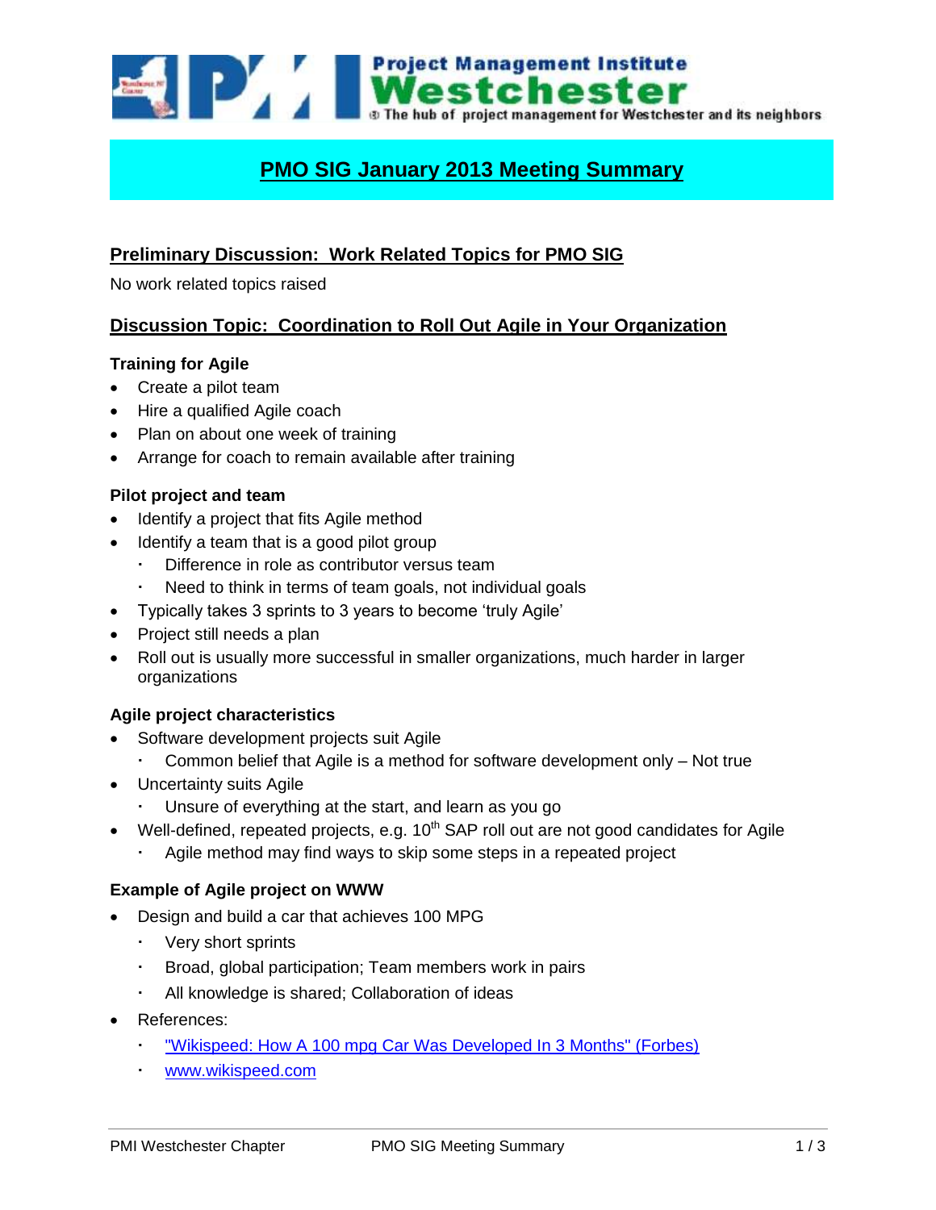# PMO SIG January 2013 Meeting Summary

## Preliminary Discussion: Work Related Topics for PMO SIG

No work related topics raised

## Discussion Topic: Coordination to Roll Out Agile in Your Organization

### Training for Agile

- Create a pilot team
- Hire a qualified Agile coach
- Plan on about one week of training
- Arrange for coach to remain available after training

### Pilot project and team

- Identify a project that fits Agile method
- Identify a team that is a good pilot group
  - Difference in role as contributor versus team
  - Need to think in terms of team goals, not individual goals
- Typically takes 3 sprints to 3 years to become 'truly Agile'
- Project still needs a plan
- Roll out is usually more successful in smaller organizations, much harder in larger organizations

### Agile project characteristics

- Software development projects suit Agile
  - Common belief that Agile is a method for software development only – Not true
- Uncertainty suits Agile
  - Unsure of everything at the start, and learn as you go
- Well-defined, repeated projects, e.g. 10th SAP roll out are not good candidates for Agile
  - Agile method may find ways to skip some steps in a repeated project

### Example of Agile project on WWW

- Design and build a car that achieves 100 MPG
  - Very short sprints
  - Broad, global participation; Team members work in pairs
  - All knowledge is shared; Collaboration of ideas
- References:
  - "Wikispeed: How A 100 mpg Car Was Developed In 3 Months" (Forbes)
  - www.wikispeed.com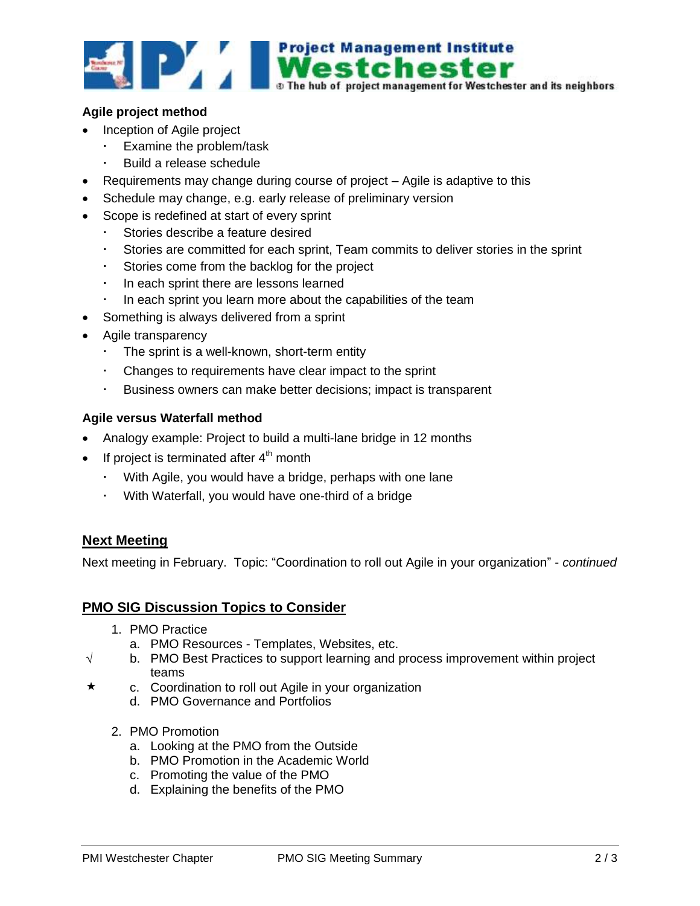### Agile project method

- Inception of Agile project
  - Examine the problem/task
  - Build a release schedule
- Requirements may change during course of project – Agile is adaptive to this
- Schedule may change, e.g. early release of preliminary version
- Scope is redefined at start of every sprint
  - Stories describe a feature desired
  - Stories are committed for each sprint, Team commits to deliver stories in the sprint
  - Stories come from the backlog for the project
  - In each sprint there are lessons learned
  - In each sprint you learn more about the capabilities of the team
- Something is always delivered from a sprint
- Agile transparency
  - The sprint is a well-known, short-term entity
  - Changes to requirements have clear impact to the sprint
  - Business owners can make better decisions; impact is transparent

### Agile versus Waterfall method

- Analogy example: Project to build a multi-lane bridge in 12 months
- If project is terminated after 4th month
  - With Agile, you would have a bridge, perhaps with one lane
  - With Waterfall, you would have one-third of a bridge

## Next Meeting

Next meeting in February. Topic: "Coordination to roll out Agile in your organization" - *continued*

## PMO SIG Discussion Topics to Consider

1. PMO Practice
   a. PMO Resources - Templates, Websites, etc.
   √ b. PMO Best Practices to support learning and process improvement within project teams
   ★ c. Coordination to roll out Agile in your organization
   d. PMO Governance and Portfolios

2. PMO Promotion
   a. Looking at the PMO from the Outside
   b. PMO Promotion in the Academic World
   c. Promoting the value of the PMO
   d. Explaining the benefits of the PMO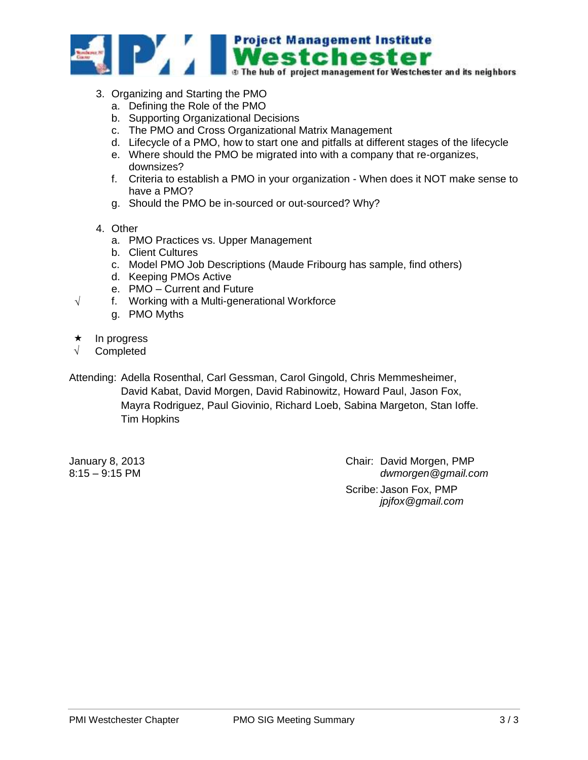3. Organizing and Starting the PMO
   a. Defining the Role of the PMO
   b. Supporting Organizational Decisions
   c. The PMO and Cross Organizational Matrix Management
   d. Lifecycle of a PMO, how to start one and pitfalls at different stages of the lifecycle
   e. Where should the PMO be migrated into with a company that re-organizes, downsizes?
   f. Criteria to establish a PMO in your organization - When does it NOT make sense to have a PMO?
   g. Should the PMO be in-sourced or out-sourced? Why?

4. Other
   a. PMO Practices vs. Upper Management
   b. Client Cultures
   c. Model PMO Job Descriptions (Maude Fribourg has sample, find others)
   d. Keeping PMOs Active
   e. PMO – Current and Future
   f. √ Working with a Multi-generational Workforce
   g. PMO Myths

★ In progress
√ Completed

Attending: Adella Rosenthal, Carl Gessman, Carol Gingold, Chris Memmesheimer, David Kabat, David Morgen, David Rabinowitz, Howard Paul, Jason Fox, Mayra Rodriguez, Paul Giovinio, Richard Loeb, Sabina Margeton, Stan Ioffe. Tim Hopkins

January 8, 2013
8:15 – 9:15 PM

Chair: David Morgen, PMP
*dwmorgen@gmail.com*

Scribe: Jason Fox, PMP
*jpjfox@gmail.com*